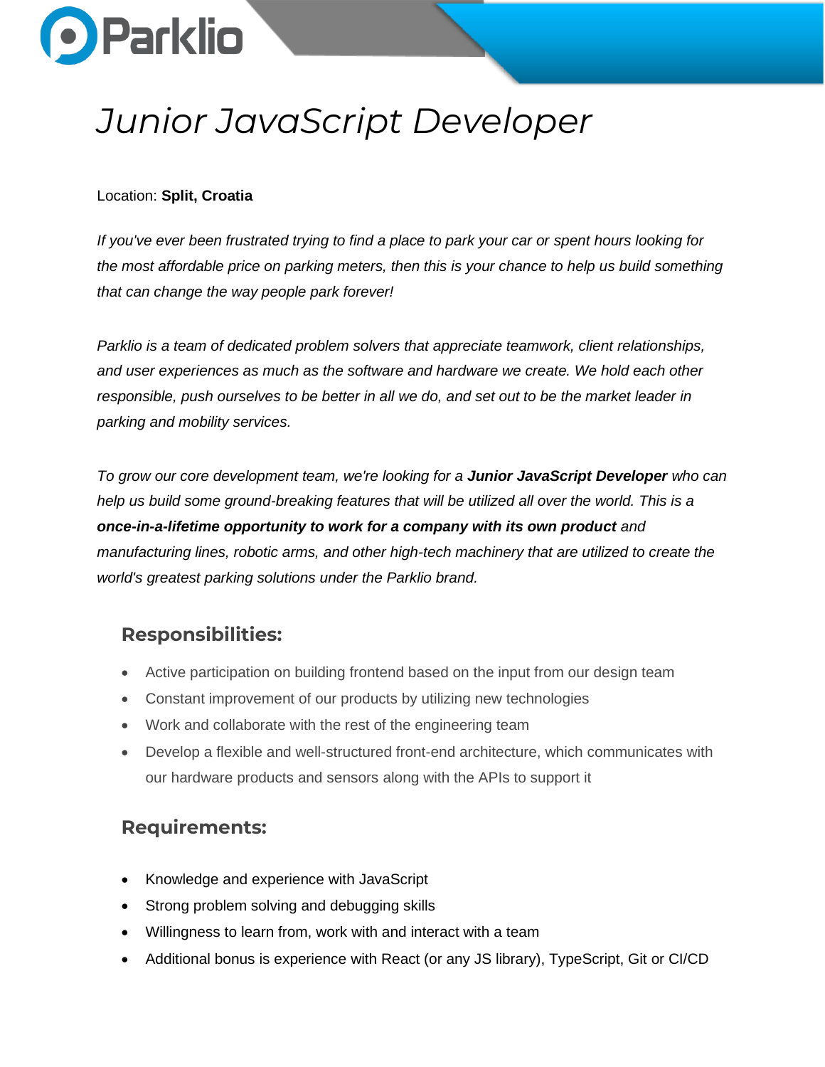Parklio

# *Junior JavaScript Developer*

Location: **Split, Croatia**

*If you've ever been frustrated trying to find a place to park your car or spent hours looking for the most affordable price on parking meters, then this is your chance to help us build something that can change the way people park forever!*

*Parklio is a team of dedicated problem solvers that appreciate teamwork, client relationships, and user experiences as much as the software and hardware we create. We hold each other responsible, push ourselves to be better in all we do, and set out to be the market leader in parking and mobility services.*

*To grow our core development team, we're looking for a* ***Junior JavaScript Developer*** *who can help us build some ground-breaking features that will be utilized all over the world. This is a* ***once-in-a-lifetime opportunity to work for a company with its own product*** *and manufacturing lines, robotic arms, and other high-tech machinery that are utilized to create the world's greatest parking solutions under the Parklio brand.*

## Responsibilities:

- Active participation on building frontend based on the input from our design team
- Constant improvement of our products by utilizing new technologies
- Work and collaborate with the rest of the engineering team
- Develop a flexible and well-structured front-end architecture, which communicates with our hardware products and sensors along with the APIs to support it

## Requirements:

- Knowledge and experience with JavaScript
- Strong problem solving and debugging skills
- Willingness to learn from, work with and interact with a team
- Additional bonus is experience with React (or any JS library), TypeScript, Git or CI/CD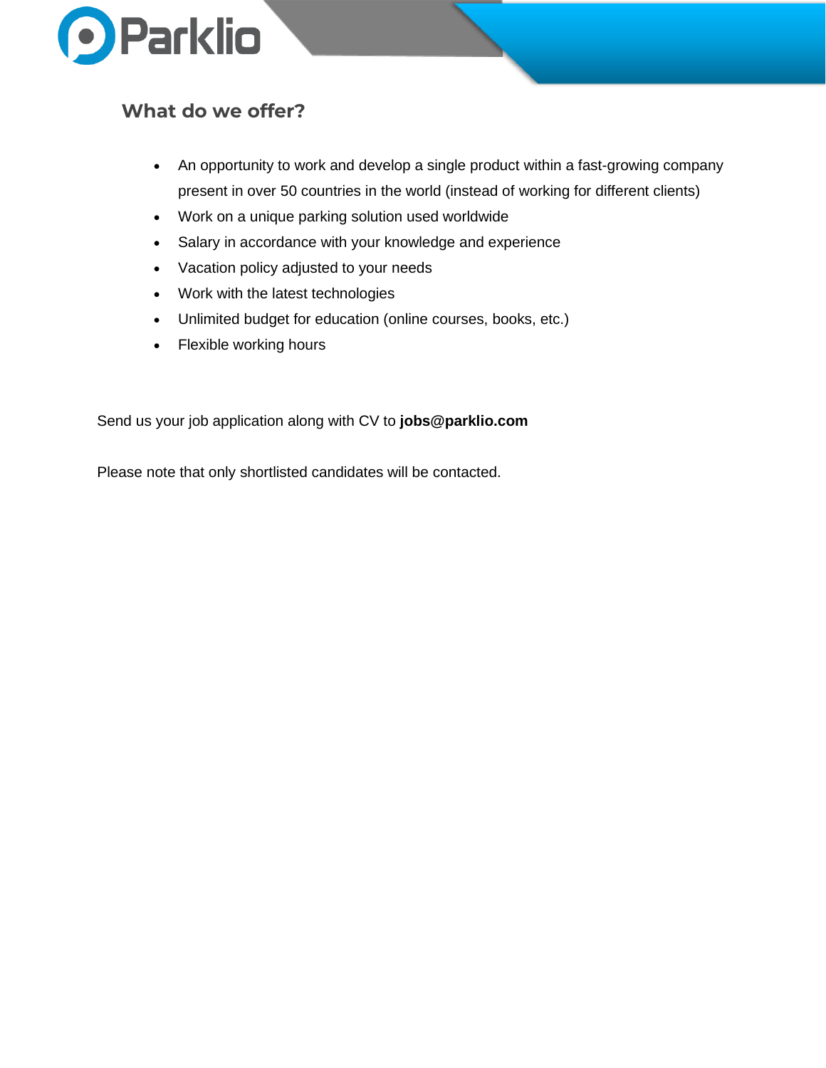## What do we offer?

- An opportunity to work and develop a single product within a fast-growing company present in over 50 countries in the world (instead of working for different clients)
- Work on a unique parking solution used worldwide
- Salary in accordance with your knowledge and experience
- Vacation policy adjusted to your needs
- Work with the latest technologies
- Unlimited budget for education (online courses, books, etc.)
- Flexible working hours

Send us your job application along with CV to **jobs@parklio.com**

Please note that only shortlisted candidates will be contacted.